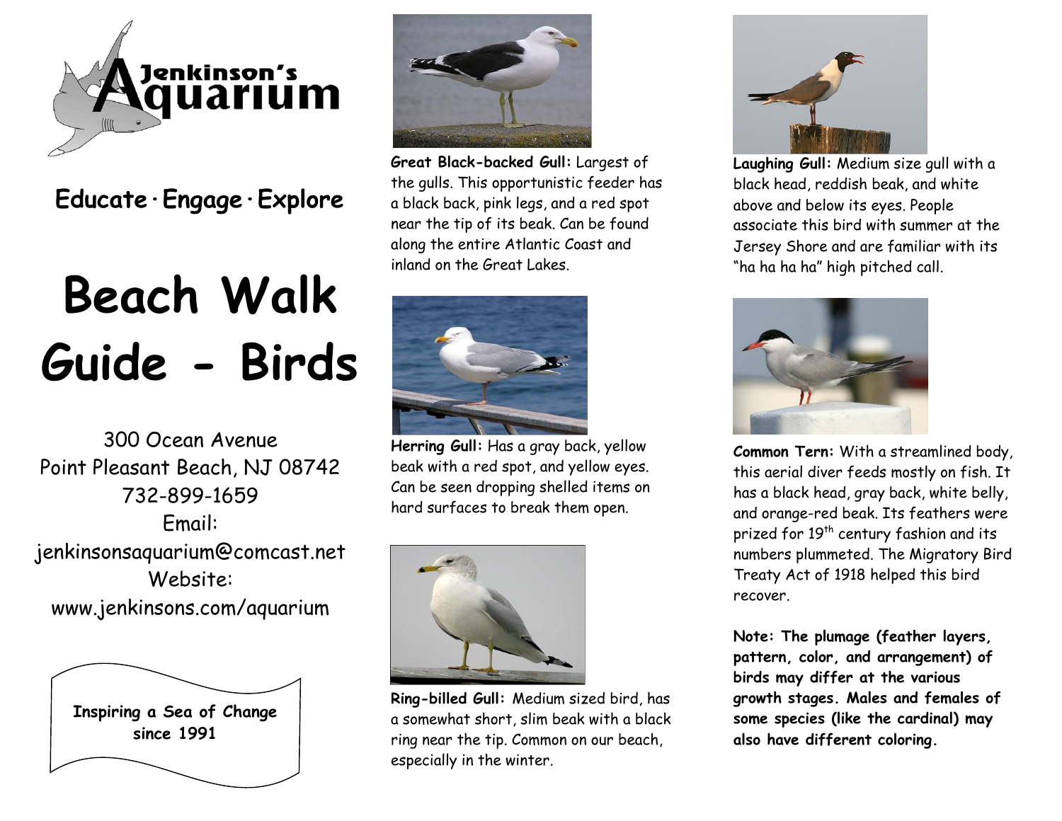Jenkinson's Aquarium

**Educate · Engage · Explore**

# Beach Walk Guide - Birds

300 Ocean Avenue
Point Pleasant Beach, NJ 08742
732-899-1659
Email:
jenkinsonsaquarium@comcast.net
Website:
www.jenkinsons.com/aquarium

**Inspiring a Sea of Change since 1991**

**Great Black-backed Gull:** Largest of the gulls. This opportunistic feeder has a black back, pink legs, and a red spot near the tip of its beak. Can be found along the entire Atlantic Coast and inland on the Great Lakes.

**Herring Gull:** Has a gray back, yellow beak with a red spot, and yellow eyes. Can be seen dropping shelled items on hard surfaces to break them open.

**Ring-billed Gull:** Medium sized bird, has a somewhat short, slim beak with a black ring near the tip. Common on our beach, especially in the winter.

**Laughing Gull:** Medium size gull with a black head, reddish beak, and white above and below its eyes. People associate this bird with summer at the Jersey Shore and are familiar with its "ha ha ha ha" high pitched call.

**Common Tern:** With a streamlined body, this aerial diver feeds mostly on fish. It has a black head, gray back, white belly, and orange-red beak. Its feathers were prized for 19th century fashion and its numbers plummeted. The Migratory Bird Treaty Act of 1918 helped this bird recover.

**Note: The plumage (feather layers, pattern, color, and arrangement) of birds may differ at the various growth stages. Males and females of some species (like the cardinal) may also have different coloring.**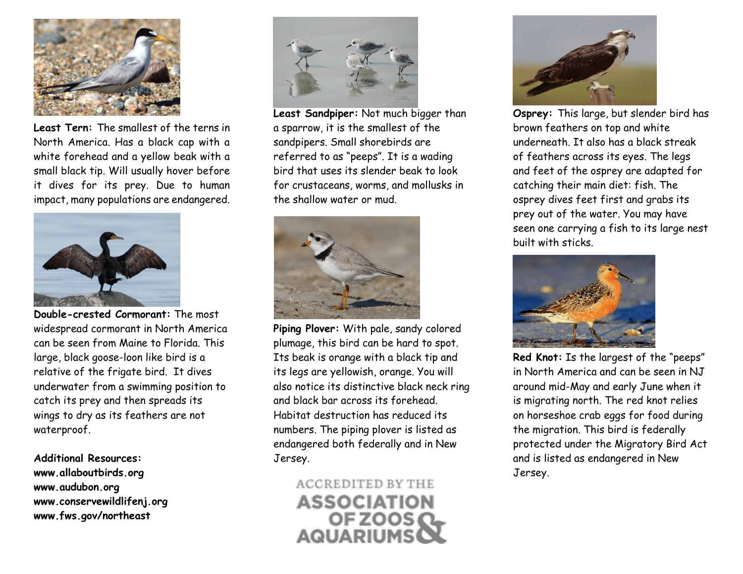**Least Tern:** The smallest of the terns in North America. Has a black cap with a white forehead and a yellow beak with a small black tip. Will usually hover before it dives for its prey. Due to human impact, many populations are endangered.

**Double-crested Cormorant:** The most widespread cormorant in North America can be seen from Maine to Florida. This large, black goose-loon like bird is a relative of the frigate bird. It dives underwater from a swimming position to catch its prey and then spreads its wings to dry as its feathers are not waterproof.

**Additional Resources:**
**www.allaboutbirds.org**
**www.audubon.org**
**www.conservewildlifenj.org**
**www.fws.gov/northeast**

**Least Sandpiper:** Not much bigger than a sparrow, it is the smallest of the sandpipers. Small shorebirds are referred to as "peeps". It is a wading bird that uses its slender beak to look for crustaceans, worms, and mollusks in the shallow water or mud.

**Piping Plover:** With pale, sandy colored plumage, this bird can be hard to spot. Its beak is orange with a black tip and its legs are yellowish, orange. You will also notice its distinctive black neck ring and black bar across its forehead. Habitat destruction has reduced its numbers. The piping plover is listed as endangered both federally and in New Jersey.

ACCREDITED BY THE ASSOCIATION OF ZOOS & AQUARIUMS

**Osprey:** This large, but slender bird has brown feathers on top and white underneath. It also has a black streak of feathers across its eyes. The legs and feet of the osprey are adapted for catching their main diet: fish. The osprey dives feet first and grabs its prey out of the water. You may have seen one carrying a fish to its large nest built with sticks.

**Red Knot:** Is the largest of the "peeps" in North America and can be seen in NJ around mid-May and early June when it is migrating north. The red knot relies on horseshoe crab eggs for food during the migration. This bird is federally protected under the Migratory Bird Act and is listed as endangered in New Jersey.